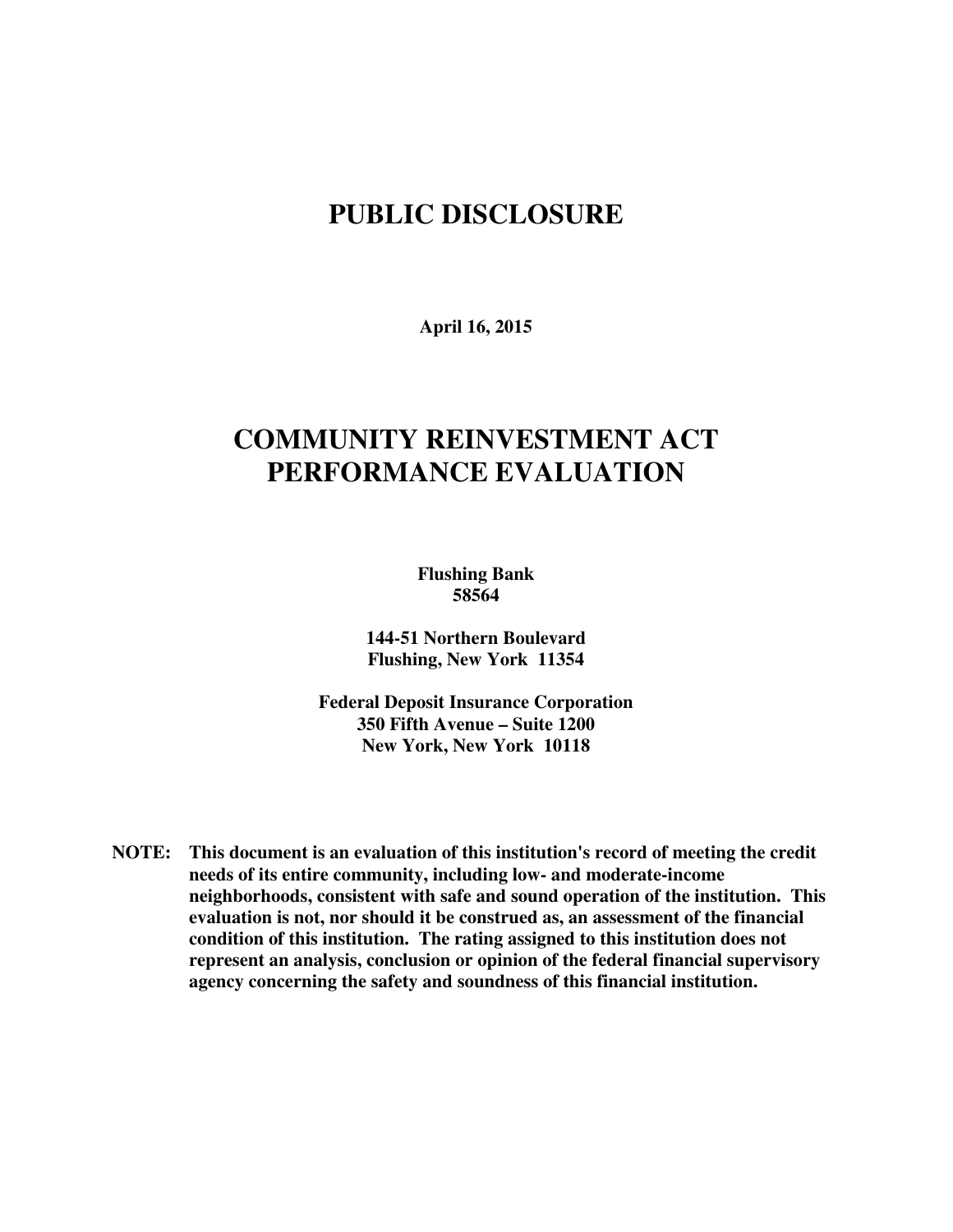# PUBLIC DISCLOSURE

**April 16, 2015**

# COMMUNITY REINVESTMENT ACT PERFORMANCE EVALUATION

**Flushing Bank**
**58564**

**144-51 Northern Boulevard**
**Flushing, New York 11354**

**Federal Deposit Insurance Corporation**
**350 Fifth Avenue – Suite 1200**
**New York, New York 10118**

**NOTE: This document is an evaluation of this institution's record of meeting the credit needs of its entire community, including low- and moderate-income neighborhoods, consistent with safe and sound operation of the institution. This evaluation is not, nor should it be construed as, an assessment of the financial condition of this institution. The rating assigned to this institution does not represent an analysis, conclusion or opinion of the federal financial supervisory agency concerning the safety and soundness of this financial institution.**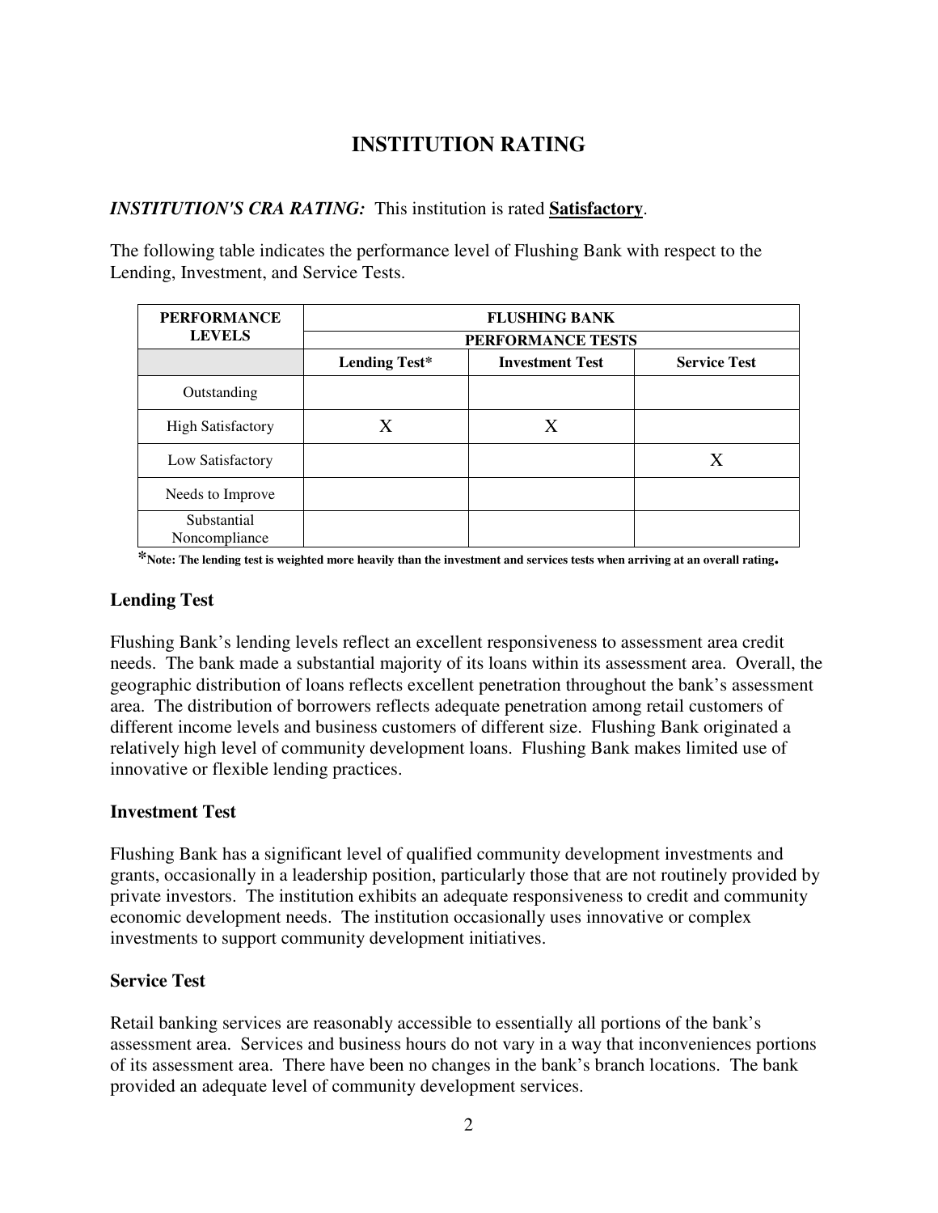# INSTITUTION RATING

***INSTITUTION'S CRA RATING:*** This institution is rated **Satisfactory**.

The following table indicates the performance level of Flushing Bank with respect to the Lending, Investment, and Service Tests.

| PERFORMANCE LEVELS | FLUSHING BANK PERFORMANCE TESTS | | |
|---|---|---|---|
| | **Lending Test*** | **Investment Test** | **Service Test** |
| Outstanding | | | |
| High Satisfactory | X | X | |
| Low Satisfactory | | | X |
| Needs to Improve | | | |
| Substantial Noncompliance | | | |

***Note: The lending test is weighted more heavily than the investment and services tests when arriving at an overall rating.**

### Lending Test

Flushing Bank's lending levels reflect an excellent responsiveness to assessment area credit needs. The bank made a substantial majority of its loans within its assessment area. Overall, the geographic distribution of loans reflects excellent penetration throughout the bank's assessment area. The distribution of borrowers reflects adequate penetration among retail customers of different income levels and business customers of different size. Flushing Bank originated a relatively high level of community development loans. Flushing Bank makes limited use of innovative or flexible lending practices.

### Investment Test

Flushing Bank has a significant level of qualified community development investments and grants, occasionally in a leadership position, particularly those that are not routinely provided by private investors. The institution exhibits an adequate responsiveness to credit and community economic development needs. The institution occasionally uses innovative or complex investments to support community development initiatives.

### Service Test

Retail banking services are reasonably accessible to essentially all portions of the bank's assessment area. Services and business hours do not vary in a way that inconveniences portions of its assessment area. There have been no changes in the bank's branch locations. The bank provided an adequate level of community development services.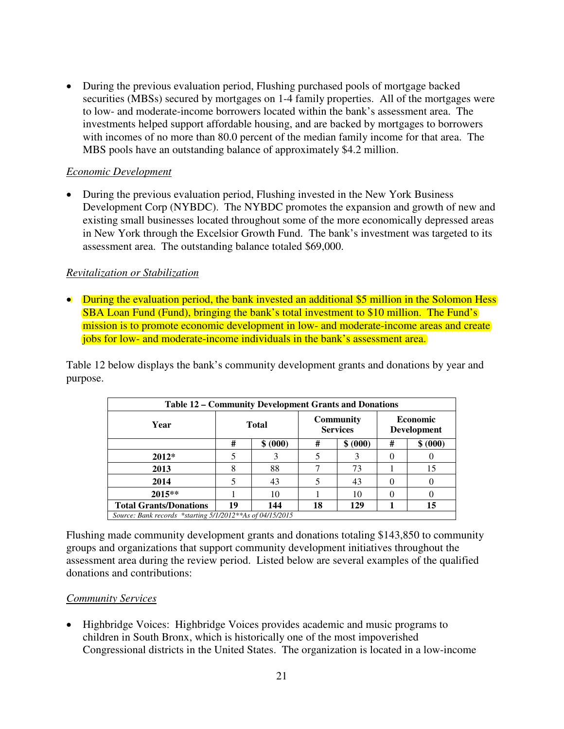- During the previous evaluation period, Flushing purchased pools of mortgage backed securities (MBSs) secured by mortgages on 1-4 family properties. All of the mortgages were to low- and moderate-income borrowers located within the bank's assessment area. The investments helped support affordable housing, and are backed by mortgages to borrowers with incomes of no more than 80.0 percent of the median family income for that area. The MBS pools have an outstanding balance of approximately $4.2 million.

*Economic Development*

- During the previous evaluation period, Flushing invested in the New York Business Development Corp (NYBDC). The NYBDC promotes the expansion and growth of new and existing small businesses located throughout some of the more economically depressed areas in New York through the Excelsior Growth Fund. The bank's investment was targeted to its assessment area. The outstanding balance totaled $69,000.

*Revitalization or Stabilization*

- During the evaluation period, the bank invested an additional $5 million in the Solomon Hess SBA Loan Fund (Fund), bringing the bank's total investment to $10 million. The Fund's mission is to promote economic development in low- and moderate-income areas and create jobs for low- and moderate-income individuals in the bank's assessment area.

Table 12 below displays the bank's community development grants and donations by year and purpose.

**Table 12 – Community Development Grants and Donations**

| Year | Total | | Community Services | | Economic Development | |
|---|---|---|---|---|---|---|
| | # | $ (000) | # | $ (000) | # | $ (000) |
| 2012* | 5 | 3 | 5 | 3 | 0 | 0 |
| 2013 | 8 | 88 | 7 | 73 | 1 | 15 |
| 2014 | 5 | 43 | 5 | 43 | 0 | 0 |
| 2015** | 1 | 10 | 1 | 10 | 0 | 0 |
| **Total Grants/Donations** | **19** | **144** | **18** | **129** | **1** | **15** |

*Source: Bank records \*starting 5/1/2012\*\*As of 04/15/2015*

Flushing made community development grants and donations totaling $143,850 to community groups and organizations that support community development initiatives throughout the assessment area during the review period. Listed below are several examples of the qualified donations and contributions:

*Community Services*

- Highbridge Voices: Highbridge Voices provides academic and music programs to children in South Bronx, which is historically one of the most impoverished Congressional districts in the United States. The organization is located in a low-income